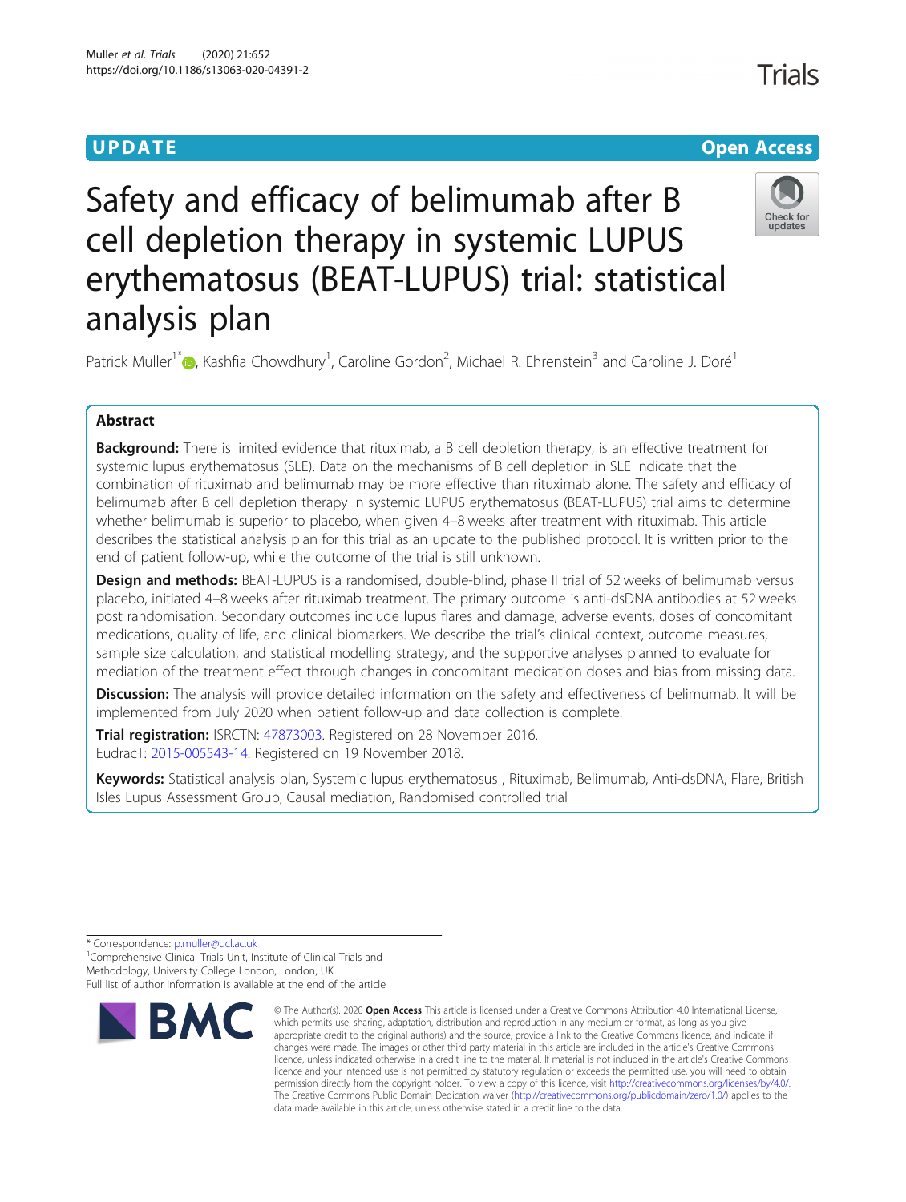UPDATE

Open Access

# Safety and efficacy of belimumab after B cell depletion therapy in systemic LUPUS erythematosus (BEAT-LUPUS) trial: statistical analysis plan

Patrick Muller[1*], Kashfia Chowdhury[1], Caroline Gordon[2], Michael R. Ehrenstein[3] and Caroline J. Doré[1]

## Abstract

**Background:** There is limited evidence that rituximab, a B cell depletion therapy, is an effective treatment for systemic lupus erythematosus (SLE). Data on the mechanisms of B cell depletion in SLE indicate that the combination of rituximab and belimumab may be more effective than rituximab alone. The safety and efficacy of belimumab after B cell depletion therapy in systemic LUPUS erythematosus (BEAT-LUPUS) trial aims to determine whether belimumab is superior to placebo, when given 4–8 weeks after treatment with rituximab. This article describes the statistical analysis plan for this trial as an update to the published protocol. It is written prior to the end of patient follow-up, while the outcome of the trial is still unknown.

**Design and methods:** BEAT-LUPUS is a randomised, double-blind, phase II trial of 52 weeks of belimumab versus placebo, initiated 4–8 weeks after rituximab treatment. The primary outcome is anti-dsDNA antibodies at 52 weeks post randomisation. Secondary outcomes include lupus flares and damage, adverse events, doses of concomitant medications, quality of life, and clinical biomarkers. We describe the trial's clinical context, outcome measures, sample size calculation, and statistical modelling strategy, and the supportive analyses planned to evaluate for mediation of the treatment effect through changes in concomitant medication doses and bias from missing data.

**Discussion:** The analysis will provide detailed information on the safety and effectiveness of belimumab. It will be implemented from July 2020 when patient follow-up and data collection is complete.

**Trial registration:** ISRCTN: 47873003. Registered on 28 November 2016.
EudracT: 2015-005543-14. Registered on 19 November 2018.

**Keywords:** Statistical analysis plan, Systemic lupus erythematosus , Rituximab, Belimumab, Anti-dsDNA, Flare, British Isles Lupus Assessment Group, Causal mediation, Randomised controlled trial

---

* Correspondence: p.muller@ucl.ac.uk
[1]Comprehensive Clinical Trials Unit, Institute of Clinical Trials and Methodology, University College London, London, UK
Full list of author information is available at the end of the article

© The Author(s). 2020 **Open Access** This article is licensed under a Creative Commons Attribution 4.0 International License, which permits use, sharing, adaptation, distribution and reproduction in any medium or format, as long as you give appropriate credit to the original author(s) and the source, provide a link to the Creative Commons licence, and indicate if changes were made. The images or other third party material in this article are included in the article's Creative Commons licence, unless indicated otherwise in a credit line to the material. If material is not included in the article's Creative Commons licence and your intended use is not permitted by statutory regulation or exceeds the permitted use, you will need to obtain permission directly from the copyright holder. To view a copy of this licence, visit http://creativecommons.org/licenses/by/4.0/. The Creative Commons Public Domain Dedication waiver (http://creativecommons.org/publicdomain/zero/1.0/) applies to the data made available in this article, unless otherwise stated in a credit line to the data.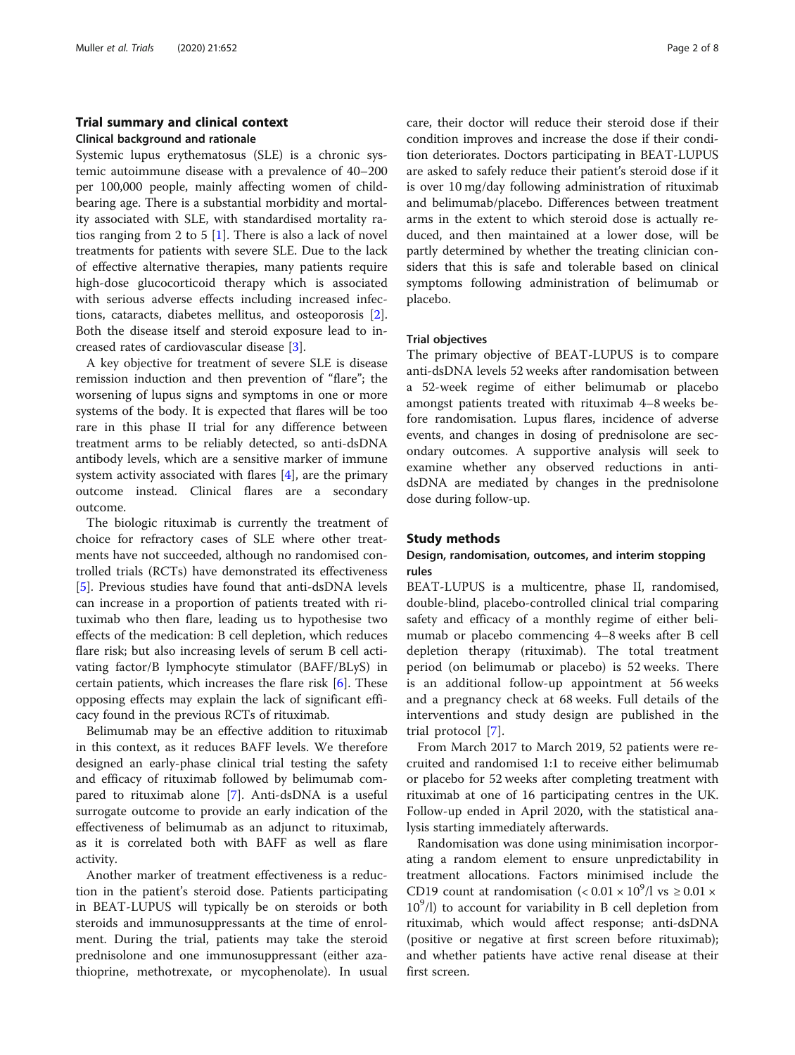## Trial summary and clinical context

### Clinical background and rationale

Systemic lupus erythematosus (SLE) is a chronic systemic autoimmune disease with a prevalence of 40–200 per 100,000 people, mainly affecting women of childbearing age. There is a substantial morbidity and mortality associated with SLE, with standardised mortality ratios ranging from 2 to 5 [1]. There is also a lack of novel treatments for patients with severe SLE. Due to the lack of effective alternative therapies, many patients require high-dose glucocorticoid therapy which is associated with serious adverse effects including increased infections, cataracts, diabetes mellitus, and osteoporosis [2]. Both the disease itself and steroid exposure lead to increased rates of cardiovascular disease [3].

A key objective for treatment of severe SLE is disease remission induction and then prevention of "flare"; the worsening of lupus signs and symptoms in one or more systems of the body. It is expected that flares will be too rare in this phase II trial for any difference between treatment arms to be reliably detected, so anti-dsDNA antibody levels, which are a sensitive marker of immune system activity associated with flares [4], are the primary outcome instead. Clinical flares are a secondary outcome.

The biologic rituximab is currently the treatment of choice for refractory cases of SLE where other treatments have not succeeded, although no randomised controlled trials (RCTs) have demonstrated its effectiveness [5]. Previous studies have found that anti-dsDNA levels can increase in a proportion of patients treated with rituximab who then flare, leading us to hypothesise two effects of the medication: B cell depletion, which reduces flare risk; but also increasing levels of serum B cell activating factor/B lymphocyte stimulator (BAFF/BLyS) in certain patients, which increases the flare risk [6]. These opposing effects may explain the lack of significant efficacy found in the previous RCTs of rituximab.

Belimumab may be an effective addition to rituximab in this context, as it reduces BAFF levels. We therefore designed an early-phase clinical trial testing the safety and efficacy of rituximab followed by belimumab compared to rituximab alone [7]. Anti-dsDNA is a useful surrogate outcome to provide an early indication of the effectiveness of belimumab as an adjunct to rituximab, as it is correlated both with BAFF as well as flare activity.

Another marker of treatment effectiveness is a reduction in the patient's steroid dose. Patients participating in BEAT-LUPUS will typically be on steroids or both steroids and immunosuppressants at the time of enrolment. During the trial, patients may take the steroid prednisolone and one immunosuppressant (either azathioprine, methotrexate, or mycophenolate). In usual care, their doctor will reduce their steroid dose if their condition improves and increase the dose if their condition deteriorates. Doctors participating in BEAT-LUPUS are asked to safely reduce their patient's steroid dose if it is over 10 mg/day following administration of rituximab and belimumab/placebo. Differences between treatment arms in the extent to which steroid dose is actually reduced, and then maintained at a lower dose, will be partly determined by whether the treating clinician considers that this is safe and tolerable based on clinical symptoms following administration of belimumab or placebo.

### Trial objectives

The primary objective of BEAT-LUPUS is to compare anti-dsDNA levels 52 weeks after randomisation between a 52-week regime of either belimumab or placebo amongst patients treated with rituximab 4–8 weeks before randomisation. Lupus flares, incidence of adverse events, and changes in dosing of prednisolone are secondary outcomes. A supportive analysis will seek to examine whether any observed reductions in anti-dsDNA are mediated by changes in the prednisolone dose during follow-up.

## Study methods

### Design, randomisation, outcomes, and interim stopping rules

BEAT-LUPUS is a multicentre, phase II, randomised, double-blind, placebo-controlled clinical trial comparing safety and efficacy of a monthly regime of either belimumab or placebo commencing 4–8 weeks after B cell depletion therapy (rituximab). The total treatment period (on belimumab or placebo) is 52 weeks. There is an additional follow-up appointment at 56 weeks and a pregnancy check at 68 weeks. Full details of the interventions and study design are published in the trial protocol [7].

From March 2017 to March 2019, 52 patients were recruited and randomised 1:1 to receive either belimumab or placebo for 52 weeks after completing treatment with rituximab at one of 16 participating centres in the UK. Follow-up ended in April 2020, with the statistical analysis starting immediately afterwards.

Randomisation was done using minimisation incorporating a random element to ensure unpredictability in treatment allocations. Factors minimised include the CD19 count at randomisation ($< 0.01 \times 10^9$/l vs $\geq 0.01 \times 10^9$/l) to account for variability in B cell depletion from rituximab, which would affect response; anti-dsDNA (positive or negative at first screen before rituximab); and whether patients have active renal disease at their first screen.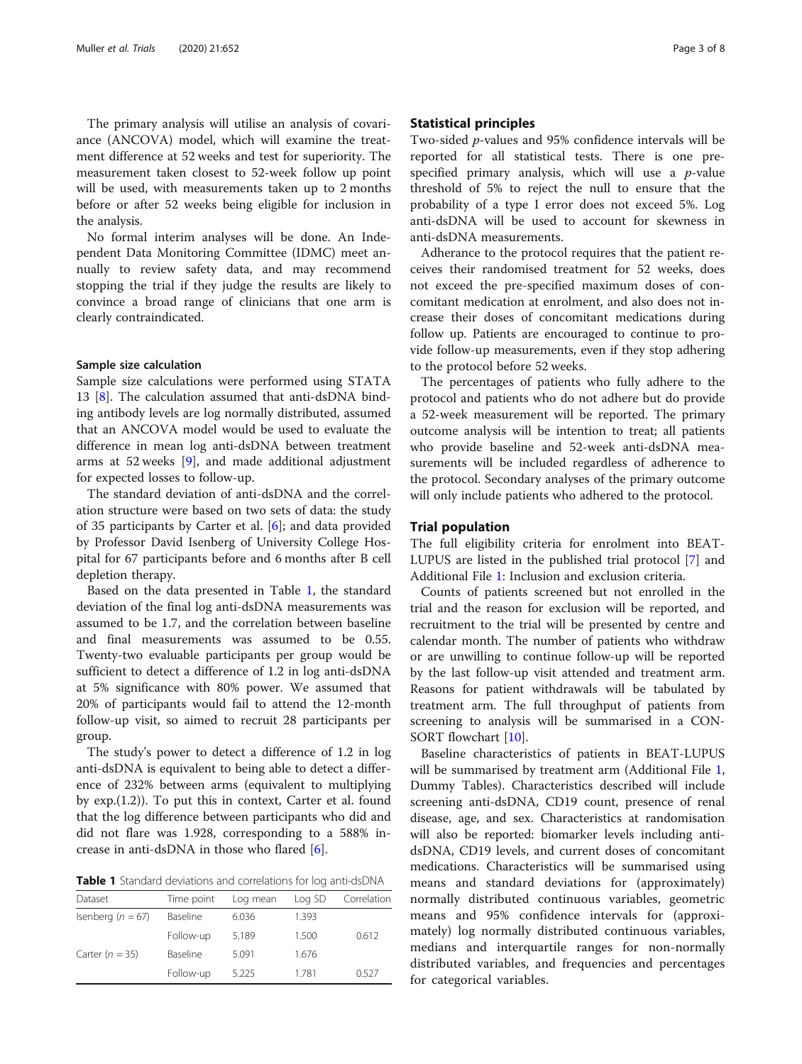The primary analysis will utilise an analysis of covariance (ANCOVA) model, which will examine the treatment difference at 52 weeks and test for superiority. The measurement taken closest to 52-week follow up point will be used, with measurements taken up to 2 months before or after 52 weeks being eligible for inclusion in the analysis.

No formal interim analyses will be done. An Independent Data Monitoring Committee (IDMC) meet annually to review safety data, and may recommend stopping the trial if they judge the results are likely to convince a broad range of clinicians that one arm is clearly contraindicated.

#### Sample size calculation

Sample size calculations were performed using STATA 13 [8]. The calculation assumed that anti-dsDNA binding antibody levels are log normally distributed, assumed that an ANCOVA model would be used to evaluate the difference in mean log anti-dsDNA between treatment arms at 52 weeks [9], and made additional adjustment for expected losses to follow-up.

The standard deviation of anti-dsDNA and the correlation structure were based on two sets of data: the study of 35 participants by Carter et al. [6]; and data provided by Professor David Isenberg of University College Hospital for 67 participants before and 6 months after B cell depletion therapy.

Based on the data presented in Table 1, the standard deviation of the final log anti-dsDNA measurements was assumed to be 1.7, and the correlation between baseline and final measurements was assumed to be 0.55. Twenty-two evaluable participants per group would be sufficient to detect a difference of 1.2 in log anti-dsDNA at 5% significance with 80% power. We assumed that 20% of participants would fail to attend the 12-month follow-up visit, so aimed to recruit 28 participants per group.

The study's power to detect a difference of 1.2 in log anti-dsDNA is equivalent to being able to detect a difference of 232% between arms (equivalent to multiplying by exp.(1.2)). To put this in context, Carter et al. found that the log difference between participants who did and did not flare was 1.928, corresponding to a 588% increase in anti-dsDNA in those who flared [6].

**Table 1** Standard deviations and correlations for log anti-dsDNA

| Dataset | Time point | Log mean | Log SD | Correlation |
|---|---|---|---|---|
| Isenberg ($n = 67$) | Baseline | 6.036 | 1.393 | |
| | Follow-up | 5.189 | 1.500 | 0.612 |
| Carter ($n = 35$) | Baseline | 5.091 | 1.676 | |
| | Follow-up | 5.225 | 1.781 | 0.527 |

### Statistical principles

Two-sided $p$-values and 95% confidence intervals will be reported for all statistical tests. There is one pre-specified primary analysis, which will use a $p$-value threshold of 5% to reject the null to ensure that the probability of a type I error does not exceed 5%. Log anti-dsDNA will be used to account for skewness in anti-dsDNA measurements.

Adherance to the protocol requires that the patient receives their randomised treatment for 52 weeks, does not exceed the pre-specified maximum doses of concomitant medication at enrolment, and also does not increase their doses of concomitant medications during follow up. Patients are encouraged to continue to provide follow-up measurements, even if they stop adhering to the protocol before 52 weeks.

The percentages of patients who fully adhere to the protocol and patients who do not adhere but do provide a 52-week measurement will be reported. The primary outcome analysis will be intention to treat; all patients who provide baseline and 52-week anti-dsDNA measurements will be included regardless of adherence to the protocol. Secondary analyses of the primary outcome will only include patients who adhered to the protocol.

### Trial population

The full eligibility criteria for enrolment into BEAT-LUPUS are listed in the published trial protocol [7] and Additional File 1: Inclusion and exclusion criteria.

Counts of patients screened but not enrolled in the trial and the reason for exclusion will be reported, and recruitment to the trial will be presented by centre and calendar month. The number of participants who withdraw or are unwilling to continue follow-up will be reported by the last follow-up visit attended and treatment arm. Reasons for patient withdrawals will be tabulated by treatment arm. The full throughput of patients from screening to analysis will be summarised in a CONSORT flowchart [10].

Baseline characteristics of patients in BEAT-LUPUS will be summarised by treatment arm (Additional File 1, Dummy Tables). Characteristics described will include screening anti-dsDNA, CD19 count, presence of renal disease, age, and sex. Characteristics at randomisation will also be reported: biomarker levels including anti-dsDNA, CD19 levels, and current doses of concomitant medications. Characteristics will be summarised using means and standard deviations for (approximately) normally distributed continuous variables, geometric means and 95% confidence intervals for (approximately) log normally distributed continuous variables, medians and interquartile ranges for non-normally distributed variables, and frequencies and percentages for categorical variables.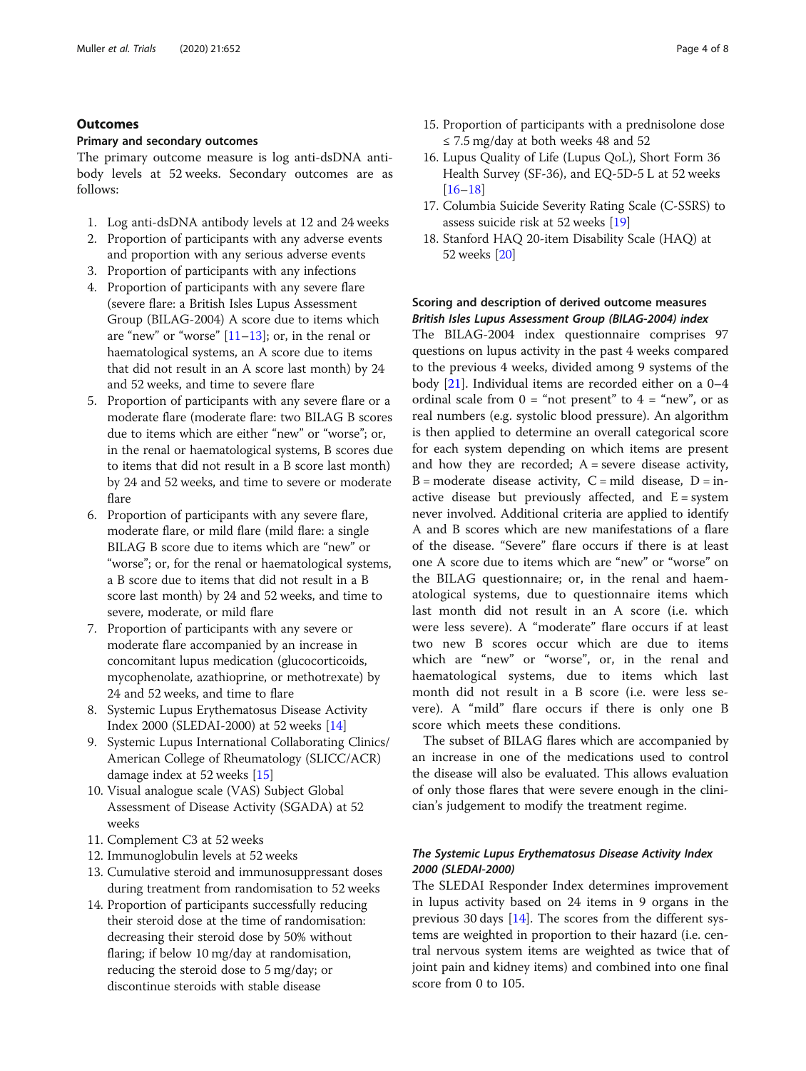## Outcomes

### Primary and secondary outcomes

The primary outcome measure is log anti-dsDNA antibody levels at 52 weeks. Secondary outcomes are as follows:

1. Log anti-dsDNA antibody levels at 12 and 24 weeks
2. Proportion of participants with any adverse events and proportion with any serious adverse events
3. Proportion of participants with any infections
4. Proportion of participants with any severe flare (severe flare: a British Isles Lupus Assessment Group (BILAG-2004) A score due to items which are "new" or "worse" [11–13]; or, in the renal or haematological systems, an A score due to items that did not result in an A score last month) by 24 and 52 weeks, and time to severe flare
5. Proportion of participants with any severe flare or a moderate flare (moderate flare: two BILAG B scores due to items which are either "new" or "worse"; or, in the renal or haematological systems, B scores due to items that did not result in a B score last month) by 24 and 52 weeks, and time to severe or moderate flare
6. Proportion of participants with any severe flare, moderate flare, or mild flare (mild flare: a single BILAG B score due to items which are "new" or "worse"; or, for the renal or haematological systems, a B score due to items that did not result in a B score last month) by 24 and 52 weeks, and time to severe, moderate, or mild flare
7. Proportion of participants with any severe or moderate flare accompanied by an increase in concomitant lupus medication (glucocorticoids, mycophenolate, azathioprine, or methotrexate) by 24 and 52 weeks, and time to flare
8. Systemic Lupus Erythematosus Disease Activity Index 2000 (SLEDAI-2000) at 52 weeks [14]
9. Systemic Lupus International Collaborating Clinics/American College of Rheumatology (SLICC/ACR) damage index at 52 weeks [15]
10. Visual analogue scale (VAS) Subject Global Assessment of Disease Activity (SGADA) at 52 weeks
11. Complement C3 at 52 weeks
12. Immunoglobulin levels at 52 weeks
13. Cumulative steroid and immunosuppressant doses during treatment from randomisation to 52 weeks
14. Proportion of participants successfully reducing their steroid dose at the time of randomisation: decreasing their steroid dose by 50% without flaring; if below 10 mg/day at randomisation, reducing the steroid dose to 5 mg/day; or discontinue steroids with stable disease
15. Proportion of participants with a prednisolone dose ≤ 7.5 mg/day at both weeks 48 and 52
16. Lupus Quality of Life (Lupus QoL), Short Form 36 Health Survey (SF-36), and EQ-5D-5 L at 52 weeks [16–18]
17. Columbia Suicide Severity Rating Scale (C-SSRS) to assess suicide risk at 52 weeks [19]
18. Stanford HAQ 20-item Disability Scale (HAQ) at 52 weeks [20]

### Scoring and description of derived outcome measures

#### *British Isles Lupus Assessment Group (BILAG-2004) index*

The BILAG-2004 index questionnaire comprises 97 questions on lupus activity in the past 4 weeks compared to the previous 4 weeks, divided among 9 systems of the body [21]. Individual items are recorded either on a 0–4 ordinal scale from 0 = "not present" to 4 = "new", or as real numbers (e.g. systolic blood pressure). An algorithm is then applied to determine an overall categorical score for each system depending on which items are present and how they are recorded; A = severe disease activity, B = moderate disease activity, C = mild disease, D = inactive disease but previously affected, and E = system never involved. Additional criteria are applied to identify A and B scores which are new manifestations of a flare of the disease. "Severe" flare occurs if there is at least one A score due to items which are "new" or "worse" on the BILAG questionnaire; or, in the renal and haematological systems, due to questionnaire items which last month did not result in an A score (i.e. which were less severe). A "moderate" flare occurs if at least two new B scores occur which are due to items which are "new" or "worse", or, in the renal and haematological systems, due to items which last month did not result in a B score (i.e. were less severe). A "mild" flare occurs if there is only one B score which meets these conditions.

The subset of BILAG flares which are accompanied by an increase in one of the medications used to control the disease will also be evaluated. This allows evaluation of only those flares that were severe enough in the clinician's judgement to modify the treatment regime.

#### *The Systemic Lupus Erythematosus Disease Activity Index 2000 (SLEDAI-2000)*

The SLEDAI Responder Index determines improvement in lupus activity based on 24 items in 9 organs in the previous 30 days [14]. The scores from the different systems are weighted in proportion to their hazard (i.e. central nervous system items are weighted as twice that of joint pain and kidney items) and combined into one final score from 0 to 105.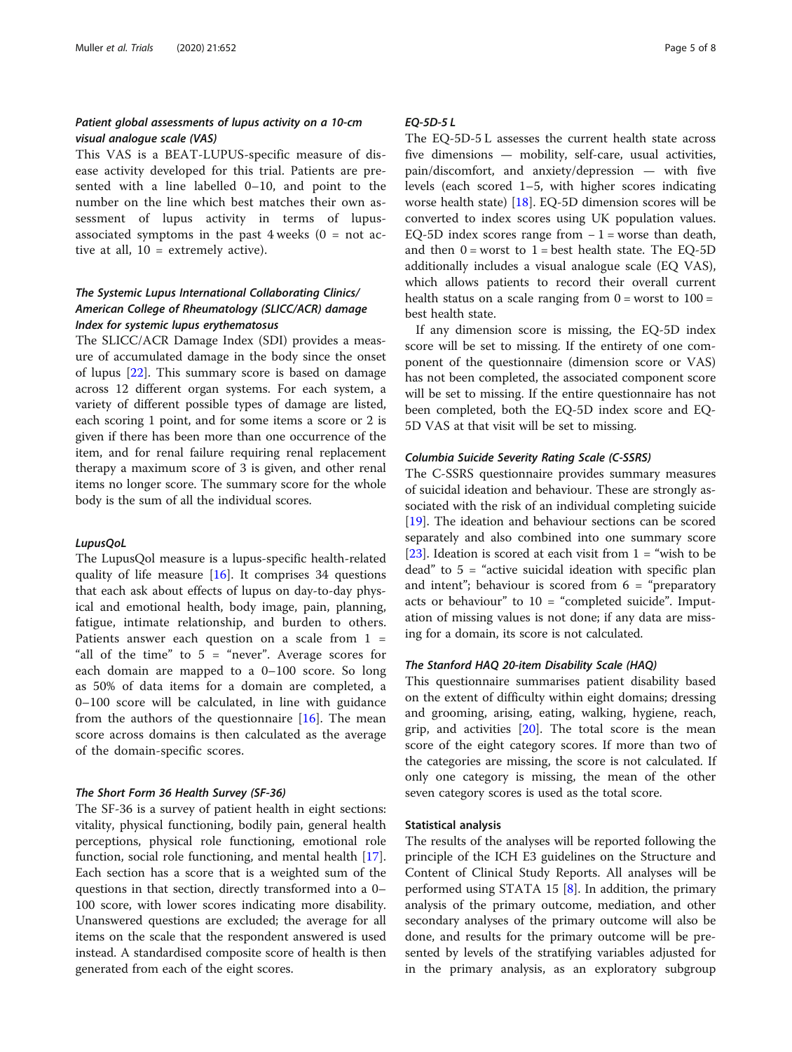#### *Patient global assessments of lupus activity on a 10-cm visual analogue scale (VAS)*

This VAS is a BEAT-LUPUS-specific measure of disease activity developed for this trial. Patients are presented with a line labelled 0–10, and point to the number on the line which best matches their own assessment of lupus activity in terms of lupus-associated symptoms in the past 4 weeks (0 = not active at all, 10 = extremely active).

#### *The Systemic Lupus International Collaborating Clinics/ American College of Rheumatology (SLICC/ACR) damage Index for systemic lupus erythematosus*

The SLICC/ACR Damage Index (SDI) provides a measure of accumulated damage in the body since the onset of lupus [22]. This summary score is based on damage across 12 different organ systems. For each system, a variety of different possible types of damage are listed, each scoring 1 point, and for some items a score or 2 is given if there has been more than one occurrence of the item, and for renal failure requiring renal replacement therapy a maximum score of 3 is given, and other renal items no longer score. The summary score for the whole body is the sum of all the individual scores.

#### *LupusQoL*

The LupusQol measure is a lupus-specific health-related quality of life measure [16]. It comprises 34 questions that each ask about effects of lupus on day-to-day physical and emotional health, body image, pain, planning, fatigue, intimate relationship, and burden to others. Patients answer each question on a scale from 1 = "all of the time" to 5 = "never". Average scores for each domain are mapped to a 0–100 score. So long as 50% of data items for a domain are completed, a 0–100 score will be calculated, in line with guidance from the authors of the questionnaire [16]. The mean score across domains is then calculated as the average of the domain-specific scores.

#### *The Short Form 36 Health Survey (SF-36)*

The SF-36 is a survey of patient health in eight sections: vitality, physical functioning, bodily pain, general health perceptions, physical role functioning, emotional role function, social role functioning, and mental health [17]. Each section has a score that is a weighted sum of the questions in that section, directly transformed into a 0–100 score, with lower scores indicating more disability. Unanswered questions are excluded; the average for all items on the scale that the respondent answered is used instead. A standardised composite score of health is then generated from each of the eight scores.

#### *EQ-5D-5 L*

The EQ-5D-5 L assesses the current health state across five dimensions — mobility, self-care, usual activities, pain/discomfort, and anxiety/depression — with five levels (each scored 1–5, with higher scores indicating worse health state) [18]. EQ-5D dimension scores will be converted to index scores using UK population values. EQ-5D index scores range from − 1 = worse than death, and then 0 = worst to 1 = best health state. The EQ-5D additionally includes a visual analogue scale (EQ VAS), which allows patients to record their overall current health status on a scale ranging from 0 = worst to 100 = best health state.

If any dimension score is missing, the EQ-5D index score will be set to missing. If the entirety of one component of the questionnaire (dimension score or VAS) has not been completed, the associated component score will be set to missing. If the entire questionnaire has not been completed, both the EQ-5D index score and EQ-5D VAS at that visit will be set to missing.

#### *Columbia Suicide Severity Rating Scale (C-SSRS)*

The C-SSRS questionnaire provides summary measures of suicidal ideation and behaviour. These are strongly associated with the risk of an individual completing suicide [19]. The ideation and behaviour sections can be scored separately and also combined into one summary score [23]. Ideation is scored at each visit from 1 = "wish to be dead" to 5 = "active suicidal ideation with specific plan and intent"; behaviour is scored from 6 = "preparatory acts or behaviour" to 10 = "completed suicide". Imputation of missing values is not done; if any data are missing for a domain, its score is not calculated.

#### *The Stanford HAQ 20-item Disability Scale (HAQ)*

This questionnaire summarises patient disability based on the extent of difficulty within eight domains; dressing and grooming, arising, eating, walking, hygiene, reach, grip, and activities [20]. The total score is the mean score of the eight category scores. If more than two of the categories are missing, the score is not calculated. If only one category is missing, the mean of the other seven category scores is used as the total score.

### Statistical analysis

The results of the analyses will be reported following the principle of the ICH E3 guidelines on the Structure and Content of Clinical Study Reports. All analyses will be performed using STATA 15 [8]. In addition, the primary analysis of the primary outcome, mediation, and other secondary analyses of the primary outcome will also be done, and results for the primary outcome will be presented by levels of the stratifying variables adjusted for in the primary analysis, as an exploratory subgroup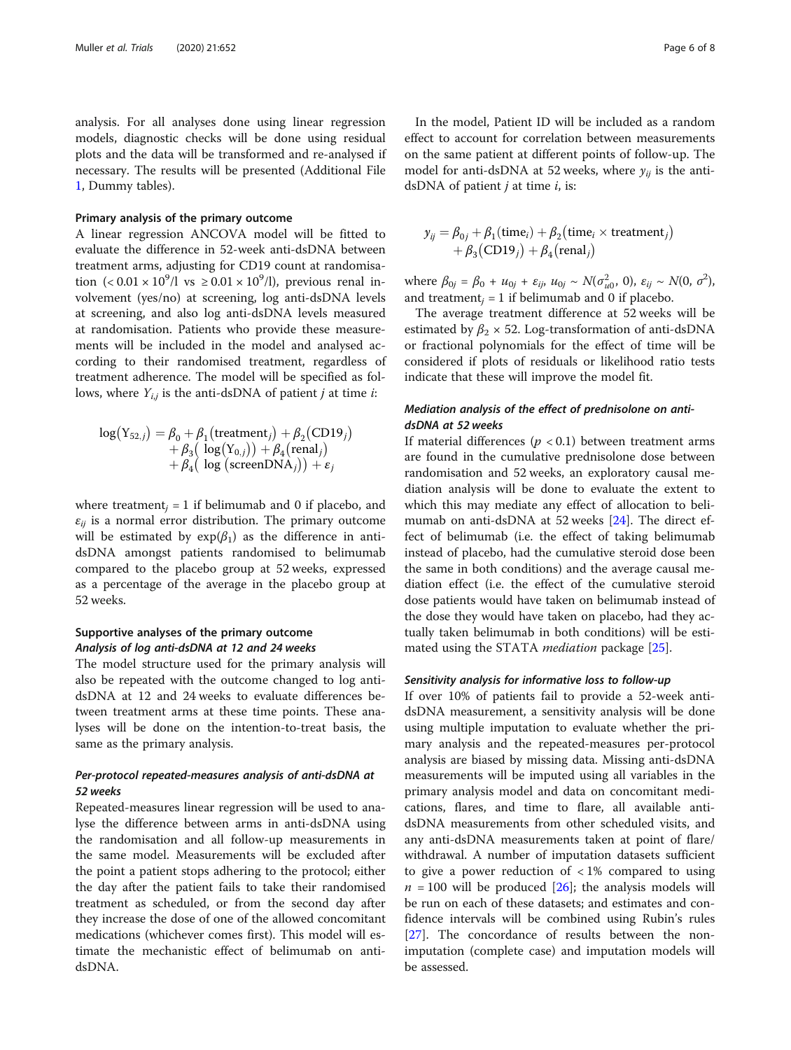analysis. For all analyses done using linear regression models, diagnostic checks will be done using residual plots and the data will be transformed and re-analysed if necessary. The results will be presented (Additional File 1, Dummy tables).

#### Primary analysis of the primary outcome

A linear regression ANCOVA model will be fitted to evaluate the difference in 52-week anti-dsDNA between treatment arms, adjusting for CD19 count at randomisation ($< 0.01 \times 10^9$/l vs $\geq 0.01 \times 10^9$/l), previous renal involvement (yes/no) at screening, log anti-dsDNA levels at screening, and also log anti-dsDNA levels measured at randomisation. Patients who provide these measurements will be included in the model and analysed according to their randomised treatment, regardless of treatment adherence. The model will be specified as follows, where $Y_{i,j}$ is the anti-dsDNA of patient $j$ at time $i$:

$$\log(Y_{52,j}) = \beta_0 + \beta_1(\text{treatment}_j) + \beta_2(\text{CD19}_j) + \beta_3(\log(Y_{0,j})) + \beta_4(\text{renal}_j) + \beta_4(\log(\text{screenDNA}_j)) + \varepsilon_j$$

where $\text{treatment}_j = 1$ if belimumab and 0 if placebo, and $\varepsilon_{ij}$ is a normal error distribution. The primary outcome will be estimated by $\exp(\beta_1)$ as the difference in anti-dsDNA amongst patients randomised to belimumab compared to the placebo group at 52 weeks, expressed as a percentage of the average in the placebo group at 52 weeks.

#### Supportive analyses of the primary outcome

##### *Analysis of log anti-dsDNA at 12 and 24 weeks*

The model structure used for the primary analysis will also be repeated with the outcome changed to log anti-dsDNA at 12 and 24 weeks to evaluate differences between treatment arms at these time points. These analyses will be done on the intention-to-treat basis, the same as the primary analysis.

##### *Per-protocol repeated-measures analysis of anti-dsDNA at 52 weeks*

Repeated-measures linear regression will be used to analyse the difference between arms in anti-dsDNA using the randomisation and all follow-up measurements in the same model. Measurements will be excluded after the point a patient stops adhering to the protocol; either the day after the patient fails to take their randomised treatment as scheduled, or from the second day after they increase the dose of one of the allowed concomitant medications (whichever comes first). This model will estimate the mechanistic effect of belimumab on anti-dsDNA.

In the model, Patient ID will be included as a random effect to account for correlation between measurements on the same patient at different points of follow-up. The model for anti-dsDNA at 52 weeks, where $y_{ij}$ is the anti-dsDNA of patient $j$ at time $i$, is:

$$y_{ij} = \beta_{0j} + \beta_1(\text{time}_i) + \beta_2(\text{time}_i \times \text{treatment}_j) + \beta_3(\text{CD19}_j) + \beta_4(\text{renal}_j)$$

where $\beta_{0j} = \beta_0 + u_{0j} + \varepsilon_{ij}$, $u_{0j} \sim N(\sigma^2_{u0}, 0)$, $\varepsilon_{ij} \sim N(0, \sigma^2)$, and $\text{treatment}_j = 1$ if belimumab and 0 if placebo.

The average treatment difference at 52 weeks will be estimated by $\beta_2 \times 52$. Log-transformation of anti-dsDNA or fractional polynomials for the effect of time will be considered if plots of residuals or likelihood ratio tests indicate that these will improve the model fit.

##### *Mediation analysis of the effect of prednisolone on anti-dsDNA at 52 weeks*

If material differences ($p < 0.1$) between treatment arms are found in the cumulative prednisolone dose between randomisation and 52 weeks, an exploratory causal mediation analysis will be done to evaluate the extent to which this may mediate any effect of allocation to belimumab on anti-dsDNA at 52 weeks [24]. The direct effect of belimumab (i.e. the effect of taking belimumab instead of placebo, had the cumulative steroid dose been the same in both conditions) and the average causal mediation effect (i.e. the effect of the cumulative steroid dose patients would have taken on belimumab instead of the dose they would have taken on placebo, had they actually taken belimumab in both conditions) will be estimated using the STATA *mediation* package [25].

##### *Sensitivity analysis for informative loss to follow-up*

If over 10% of patients fail to provide a 52-week anti-dsDNA measurement, a sensitivity analysis will be done using multiple imputation to evaluate whether the primary analysis and the repeated-measures per-protocol analysis are biased by missing data. Missing anti-dsDNA measurements will be imputed using all variables in the primary analysis model and data on concomitant medications, flares, and time to flare, all available anti-dsDNA measurements from other scheduled visits, and any anti-dsDNA measurements taken at point of flare/withdrawal. A number of imputation datasets sufficient to give a power reduction of < 1% compared to using $n = 100$ will be produced [26]; the analysis models will be run on each of these datasets; and estimates and confidence intervals will be combined using Rubin's rules [27]. The concordance of results between the non-imputation (complete case) and imputation models will be assessed.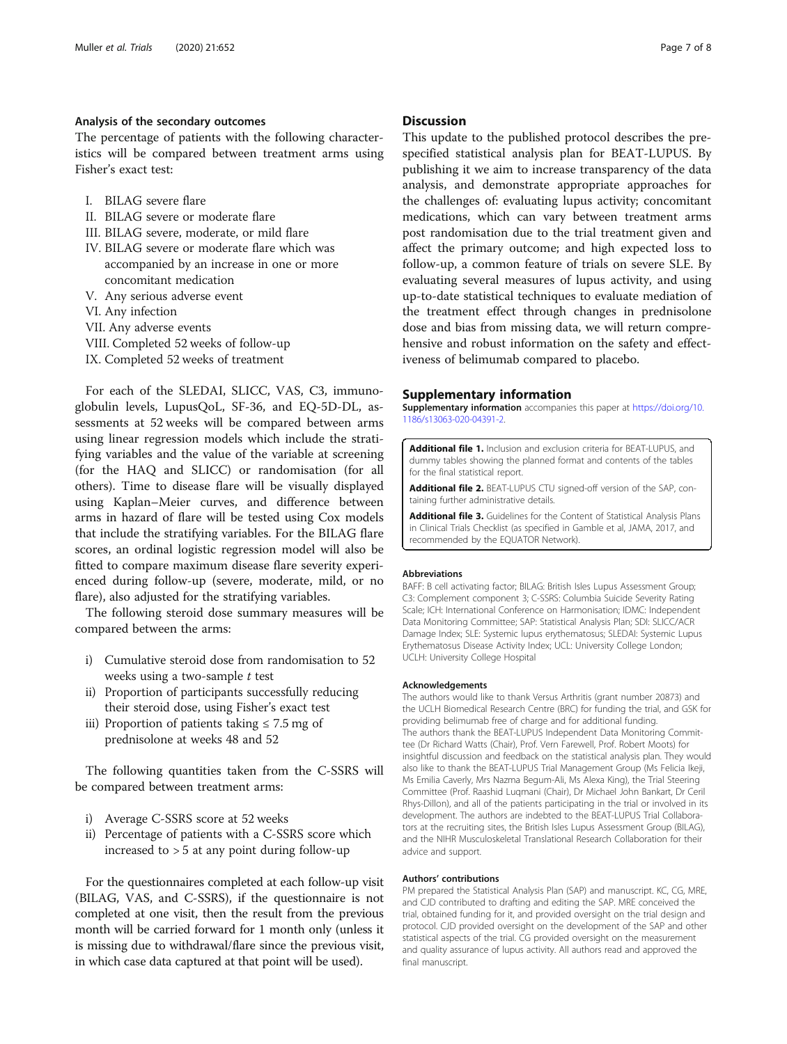### Analysis of the secondary outcomes

The percentage of patients with the following characteristics will be compared between treatment arms using Fisher's exact test:

I. BILAG severe flare
II. BILAG severe or moderate flare
III. BILAG severe, moderate, or mild flare
IV. BILAG severe or moderate flare which was accompanied by an increase in one or more concomitant medication
V. Any serious adverse event
VI. Any infection
VII. Any adverse events
VIII. Completed 52 weeks of follow-up
IX. Completed 52 weeks of treatment

For each of the SLEDAI, SLICC, VAS, C3, immunoglobulin levels, LupusQoL, SF-36, and EQ-5D-DL, assessments at 52 weeks will be compared between arms using linear regression models which include the stratifying variables and the value of the variable at screening (for the HAQ and SLICC) or randomisation (for all others). Time to disease flare will be visually displayed using Kaplan–Meier curves, and difference between arms in hazard of flare will be tested using Cox models that include the stratifying variables. For the BILAG flare scores, an ordinal logistic regression model will also be fitted to compare maximum disease flare severity experienced during follow-up (severe, moderate, mild, or no flare), also adjusted for the stratifying variables.

The following steroid dose summary measures will be compared between the arms:

i) Cumulative steroid dose from randomisation to 52 weeks using a two-sample *t* test
ii) Proportion of participants successfully reducing their steroid dose, using Fisher's exact test
iii) Proportion of patients taking ≤ 7.5 mg of prednisolone at weeks 48 and 52

The following quantities taken from the C-SSRS will be compared between treatment arms:

i) Average C-SSRS score at 52 weeks
ii) Percentage of patients with a C-SSRS score which increased to > 5 at any point during follow-up

For the questionnaires completed at each follow-up visit (BILAG, VAS, and C-SSRS), if the questionnaire is not completed at one visit, then the result from the previous month will be carried forward for 1 month only (unless it is missing due to withdrawal/flare since the previous visit, in which case data captured at that point will be used).

## Discussion

This update to the published protocol describes the pre-specified statistical analysis plan for BEAT-LUPUS. By publishing it we aim to increase transparency of the data analysis, and demonstrate appropriate approaches for the challenges of: evaluating lupus activity; concomitant medications, which can vary between treatment arms post randomisation due to the trial treatment given and affect the primary outcome; and high expected loss to follow-up, a common feature of trials on severe SLE. By evaluating several measures of lupus activity, and using up-to-date statistical techniques to evaluate mediation of the treatment effect through changes in prednisolone dose and bias from missing data, we will return comprehensive and robust information on the safety and effectiveness of belimumab compared to placebo.

## Supplementary information

**Supplementary information** accompanies this paper at https://doi.org/10.1186/s13063-020-04391-2.

**Additional file 1.** Inclusion and exclusion criteria for BEAT-LUPUS, and dummy tables showing the planned format and contents of the tables for the final statistical report.

**Additional file 2.** BEAT-LUPUS CTU signed-off version of the SAP, containing further administrative details.

**Additional file 3.** Guidelines for the Content of Statistical Analysis Plans in Clinical Trials Checklist (as specified in Gamble et al, JAMA, 2017, and recommended by the EQUATOR Network).

#### Abbreviations

BAFF: B cell activating factor; BILAG: British Isles Lupus Assessment Group; C3: Complement component 3; C-SSRS: Columbia Suicide Severity Rating Scale; ICH: International Conference on Harmonisation; IDMC: Independent Data Monitoring Committee; SAP: Statistical Analysis Plan; SDI: SLICC/ACR Damage Index; SLE: Systemic lupus erythematosus; SLEDAI: Systemic Lupus Erythematosus Disease Activity Index; UCL: University College London; UCLH: University College Hospital

#### Acknowledgements

The authors would like to thank Versus Arthritis (grant number 20873) and the UCLH Biomedical Research Centre (BRC) for funding the trial, and GSK for providing belimumab free of charge and for additional funding.
The authors thank the BEAT-LUPUS Independent Data Monitoring Committee (Dr Richard Watts (Chair), Prof. Vern Farewell, Prof. Robert Moots) for insightful discussion and feedback on the statistical analysis plan. They would also like to thank the BEAT-LUPUS Trial Management Group (Ms Felicia Ikeji, Ms Emilia Caverly, Mrs Nazma Begum-Ali, Ms Alexa King), the Trial Steering Committee (Prof. Raashid Luqmani (Chair), Dr Michael John Bankart, Dr Ceril Rhys-Dillon), and all of the patients participating in the trial or involved in its development. The authors are indebted to the BEAT-LUPUS Trial Collaborators at the recruiting sites, the British Isles Lupus Assessment Group (BILAG), and the NIHR Musculoskeletal Translational Research Collaboration for their advice and support.

#### Authors' contributions

PM prepared the Statistical Analysis Plan (SAP) and manuscript. KC, CG, MRE, and CJD contributed to drafting and editing the SAP. MRE conceived the trial, obtained funding for it, and provided oversight on the trial design and protocol. CJD provided oversight on the development of the SAP and other statistical aspects of the trial. CG provided oversight on the measurement and quality assurance of lupus activity. All authors read and approved the final manuscript.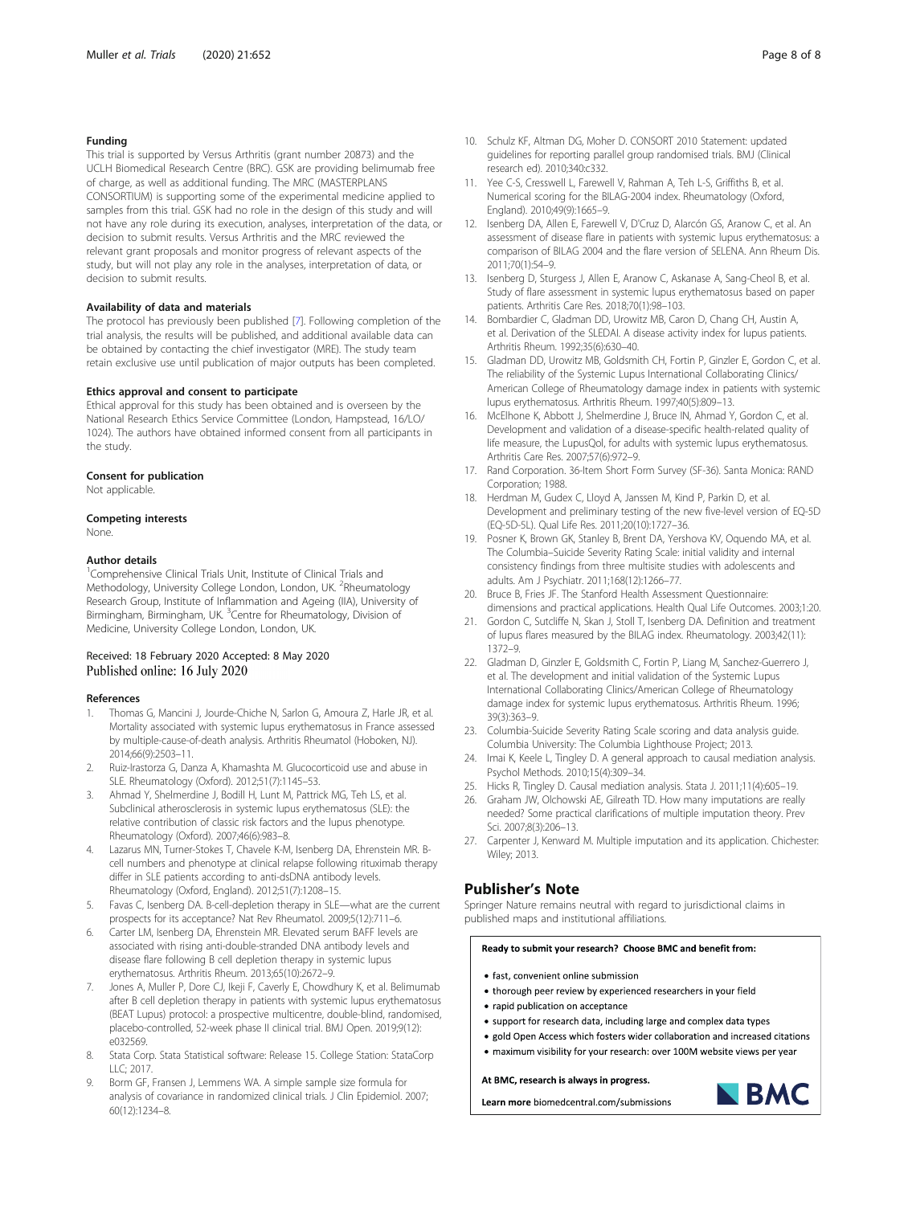### Funding

This trial is supported by Versus Arthritis (grant number 20873) and the UCLH Biomedical Research Centre (BRC). GSK are providing belimumab free of charge, as well as additional funding. The MRC (MASTERPLANS CONSORTIUM) is supporting some of the experimental medicine applied to samples from this trial. GSK had no role in the design of this study and will not have any role during its execution, analyses, interpretation of the data, or decision to submit results. Versus Arthritis and the MRC reviewed the relevant grant proposals and monitor progress of relevant aspects of the study, but will not play any role in the analyses, interpretation of data, or decision to submit results.

### Availability of data and materials

The protocol has previously been published [7]. Following completion of the trial analysis, the results will be published, and additional available data can be obtained by contacting the chief investigator (MRE). The study team retain exclusive use until publication of major outputs has been completed.

### Ethics approval and consent to participate

Ethical approval for this study has been obtained and is overseen by the National Research Ethics Service Committee (London, Hampstead, 16/LO/1024). The authors have obtained informed consent from all participants in the study.

### Consent for publication

Not applicable.

### Competing interests

None.

### Author details

[1]Comprehensive Clinical Trials Unit, Institute of Clinical Trials and Methodology, University College London, London, UK. [2]Rheumatology Research Group, Institute of Inflammation and Ageing (IIA), University of Birmingham, Birmingham, UK. [3]Centre for Rheumatology, Division of Medicine, University College London, London, UK.

Received: 18 February 2020 Accepted: 8 May 2020
Published online: 16 July 2020

### References

1. Thomas G, Mancini J, Jourde-Chiche N, Sarlon G, Amoura Z, Harle JR, et al. Mortality associated with systemic lupus erythematosus in France assessed by multiple-cause-of-death analysis. Arthritis Rheumatol (Hoboken, NJ). 2014;66(9):2503–11.
2. Ruiz-Irastorza G, Danza A, Khamashta M. Glucocorticoid use and abuse in SLE. Rheumatology (Oxford). 2012;51(7):1145–53.
3. Ahmad Y, Shelmerdine J, Bodill H, Lunt M, Pattrick MG, Teh LS, et al. Subclinical atherosclerosis in systemic lupus erythematosus (SLE): the relative contribution of classic risk factors and the lupus phenotype. Rheumatology (Oxford). 2007;46(6):983–8.
4. Lazarus MN, Turner-Stokes T, Chavele K-M, Isenberg DA, Ehrenstein MR. B-cell numbers and phenotype at clinical relapse following rituximab therapy differ in SLE patients according to anti-dsDNA antibody levels. Rheumatology (Oxford, England). 2012;51(7):1208–15.
5. Favas C, Isenberg DA. B-cell-depletion therapy in SLE—what are the current prospects for its acceptance? Nat Rev Rheumatol. 2009;5(12):711–6.
6. Carter LM, Isenberg DA, Ehrenstein MR. Elevated serum BAFF levels are associated with rising anti-double-stranded DNA antibody levels and disease flare following B cell depletion therapy in systemic lupus erythematosus. Arthritis Rheum. 2013;65(10):2672–9.
7. Jones A, Muller P, Dore CJ, Ikeji F, Caverly E, Chowdhury K, et al. Belimumab after B cell depletion therapy in patients with systemic lupus erythematosus (BEAT Lupus) protocol: a prospective multicentre, double-blind, randomised, placebo-controlled, 52-week phase II clinical trial. BMJ Open. 2019;9(12):e032569.
8. Stata Corp. Stata Statistical software: Release 15. College Station: StataCorp LLC; 2017.
9. Borm GF, Fransen J, Lemmens WA. A simple sample size formula for analysis of covariance in randomized clinical trials. J Clin Epidemiol. 2007;60(12):1234–8.
10. Schulz KF, Altman DG, Moher D. CONSORT 2010 Statement: updated guidelines for reporting parallel group randomised trials. BMJ (Clinical research ed). 2010;340:c332.
11. Yee C-S, Cresswell L, Farewell V, Rahman A, Teh L-S, Griffiths B, et al. Numerical scoring for the BILAG-2004 index. Rheumatology (Oxford, England). 2010;49(9):1665–9.
12. Isenberg DA, Allen E, Farewell V, D'Cruz D, Alarcón GS, Aranow C, et al. An assessment of disease flare in patients with systemic lupus erythematosus: a comparison of BILAG 2004 and the flare version of SELENA. Ann Rheum Dis. 2011;70(1):54–9.
13. Isenberg D, Sturgess J, Allen E, Aranow C, Askanase A, Sang-Cheol B, et al. Study of flare assessment in systemic lupus erythematosus based on paper patients. Arthritis Care Res. 2018;70(1):98–103.
14. Bombardier C, Gladman DD, Urowitz MB, Caron D, Chang CH, Austin A, et al. Derivation of the SLEDAI. A disease activity index for lupus patients. Arthritis Rheum. 1992;35(6):630–40.
15. Gladman DD, Urowitz MB, Goldsmith CH, Fortin P, Ginzler E, Gordon C, et al. The reliability of the Systemic Lupus International Collaborating Clinics/American College of Rheumatology damage index in patients with systemic lupus erythematosus. Arthritis Rheum. 1997;40(5):809–13.
16. McElhone K, Abbott J, Shelmerdine J, Bruce IN, Ahmad Y, Gordon C, et al. Development and validation of a disease-specific health-related quality of life measure, the LupusQol, for adults with systemic lupus erythematosus. Arthritis Care Res. 2007;57(6):972–9.
17. Rand Corporation. 36-Item Short Form Survey (SF-36). Santa Monica: RAND Corporation; 1988.
18. Herdman M, Gudex C, Lloyd A, Janssen M, Kind P, Parkin D, et al. Development and preliminary testing of the new five-level version of EQ-5D (EQ-5D-5L). Qual Life Res. 2011;20(10):1727–36.
19. Posner K, Brown GK, Stanley B, Brent DA, Yershova KV, Oquendo MA, et al. The Columbia–Suicide Severity Rating Scale: initial validity and internal consistency findings from three multisite studies with adolescents and adults. Am J Psychiatr. 2011;168(12):1266–77.
20. Bruce B, Fries JF. The Stanford Health Assessment Questionnaire: dimensions and practical applications. Health Qual Life Outcomes. 2003;1:20.
21. Gordon C, Sutcliffe N, Skan J, Stoll T, Isenberg DA. Definition and treatment of lupus flares measured by the BILAG index. Rheumatology. 2003;42(11):1372–9.
22. Gladman D, Ginzler E, Goldsmith C, Fortin P, Liang M, Sanchez-Guerrero J, et al. The development and initial validation of the Systemic Lupus International Collaborating Clinics/American College of Rheumatology damage index for systemic lupus erythematosus. Arthritis Rheum. 1996;39(3):363–9.
23. Columbia-Suicide Severity Rating Scale scoring and data analysis guide. Columbia University: The Columbia Lighthouse Project; 2013.
24. Imai K, Keele L, Tingley D. A general approach to causal mediation analysis. Psychol Methods. 2010;15(4):309–34.
25. Hicks R, Tingley D. Causal mediation analysis. Stata J. 2011;11(4):605–19.
26. Graham JW, Olchowski AE, Gilreath TD. How many imputations are really needed? Some practical clarifications of multiple imputation theory. Prev Sci. 2007;8(3):206–13.
27. Carpenter J, Kenward M. Multiple imputation and its application. Chichester: Wiley; 2013.

## Publisher's Note

Springer Nature remains neutral with regard to jurisdictional claims in published maps and institutional affiliations.

**Ready to submit your research? Choose BMC and benefit from:**

- fast, convenient online submission
- thorough peer review by experienced researchers in your field
- rapid publication on acceptance
- support for research data, including large and complex data types
- gold Open Access which fosters wider collaboration and increased citations
- maximum visibility for your research: over 100M website views per year

**At BMC, research is always in progress.**

**Learn more** biomedcentral.com/submissions

BMC